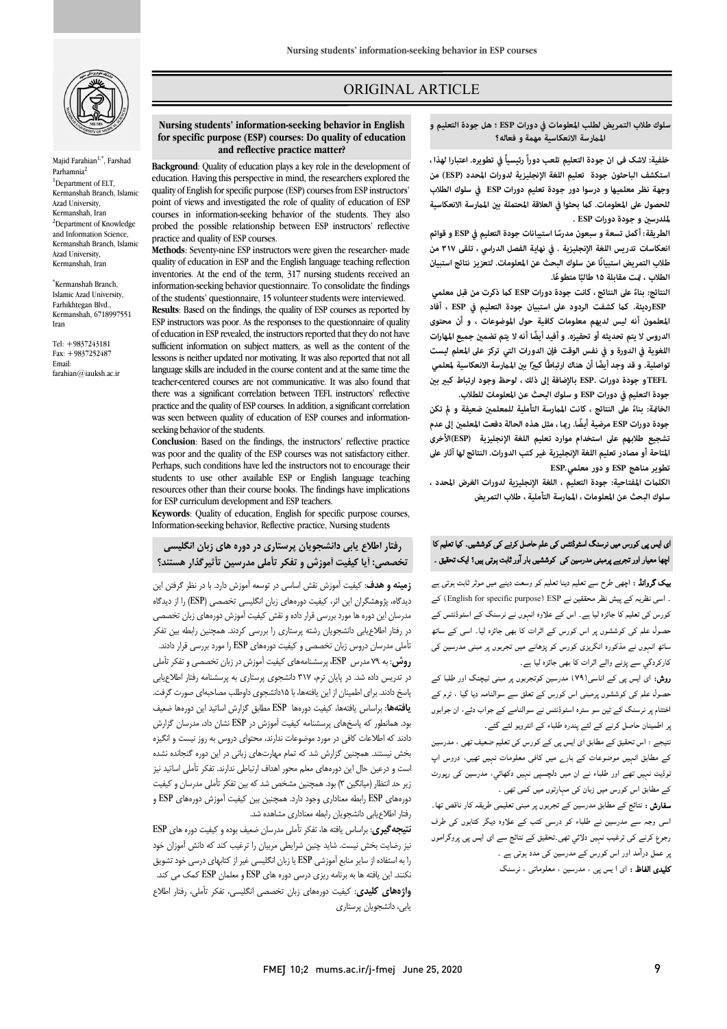# ORIGINAL ARTICLE

## Nursing students' information-seeking behavior in English for specific purpose (ESP) courses: Do quality of education and reflective practice matter?

Majid Farahian[1,*], Farshad Parhamnia[2]

[1]Department of ELT, Kermanshah Branch, Islamic Azad University, Kermanshah, Iran

[2]Department of Knowledge and Information Science, Kermanshah Branch, Islamic Azad University, Kermanshah, Iran

[*]Kermanshah Branch, Islamic Azad University, Farhikhtegan Blvd., Kermanshah, 6718997551 Iran

Tel: +9837243181
Fax: +9837252487
Email: farahian@iauksh.ac.ir

**Background**: Quality of education plays a key role in the development of education. Having this perspective in mind, the researchers explored the quality of English for specific purpose (ESP) courses from ESP instructors' point of views and investigated the role of quality of education of ESP courses in information-seeking behavior of the students. They also probed the possible relationship between ESP instructors' reflective practice and quality of ESP courses.

**Methods**: Seventy-nine ESP instructors were given the researcher- made quality of education in ESP and the English language teaching reflection inventories. At the end of the term, 317 nursing students received an information-seeking behavior questionnaire. To consolidate the findings of the students' questionnaire, 15 volunteer students were interviewed.

**Results**: Based on the findings, the quality of ESP courses as reported by ESP instructors was poor. As the responses to the questionnaire of quality of education in ESP revealed, the instructors reported that they do not have sufficient information on subject matters, as well as the content of the lessons is neither updated nor motivating. It was also reported that not all language skills are included in the course content and at the same time the teacher-centered courses are not communicative. It was also found that there was a significant correlation between TEFL instructors' reflective practice and the quality of ESP courses. In addition, a significant correlation was seen between quality of education of ESP courses and information-seeking behavior of the students.

**Conclusion**: Based on the findings, the instructors' reflective practice was poor and the quality of the ESP courses was not satisfactory either. Perhaps, such conditions have led the instructors not to encourage their students to use other available ESP or English language teaching resources other than their course books. The findings have implications for ESP curriculum development and ESP teachers.

**Keywords**: Quality of education, English for specific purpose courses, Information-seeking behavior, Reflective practice, Nursing students

## سلوك طلاب التمريض لطلب المعلومات في دورات ESP ؛ هل جودة التعليم و الممارسة الانعكاسية مهمة و فعاله؟

**خلفية:** لاشك في ان جودة التعليم تلعب دوراً رئيسياً في تطويره. اعتبارا لهذا، استكشف الباحثون جودة تعليم اللغة الإنجليزية لدورات المحدد (ESP) من وجهة نظر معلميها و درسوا دور جودة تعليم دورات ESP في سلوك الطلاب للحصول على المعلومات. كما بحثوا في العلاقة المحتملة بين الممارسة الانعكاسية للمدرسين و جودة دورات ESP .

**الطريقة:** أكمل تسعة و سبعون مدرسًا استبيانات جودة التعليم في ESP و قوائم انعكاسات تدريس اللغة الإنجليزية . في نهاية الفصل الدراسي ، تلقى ٣١٧ من طلاب التمريض استبيانًا عن سلوك البحث عن المعلومات. لتعزيز نتائج استبيان الطلاب ، تمت مقابلة ١٥ طالبًا متطوعًا.

**النتائج:** بناءً على النتائج ، كانت جودة دورات ESP كما ذكرت من قبل معلمي ESPرديئة. كما كشفت الردود على استبيان جودة التعليم في ESP ، أفاد المعلمون أنه ليس لديهم معلومات كافية حول الموضوعات ، و أن محتوى الدروس لا يتم تحديثه أو تحفيزه. و أفيد أيضًا أنه لا يتم تضمين جميع المهارات اللغوية في الدورة و في نفس الوقت فإن الدورات التي تركز على المعلم ليست تواصلية. و قد وجد أيضًا أن هناك ارتباطًا كبيرًا بين الممارسة الانعكاسية لمعلمي TEFLو جودة دورات ESP. بالإضافة إلى ذلك ، لوحظ وجود ارتباط كبير بين جودة التعليم في دورات ESP و سلوك البحث عن المعلومات للطلاب.

**الخاتمة:** بناءً على النتائج ، كانت الممارسة التأملية للمعلمين ضعيفة و لم تكن جودة دورات ESP مرضية أيضًا. ربما ، مثل هذه الحالة دفعت المعلمين إلى عدم تشجيع طلابهم على استخدام موارد تعليم اللغة الإنجليزية (ESP)الأخرى المتاحة أو مصادر تعليم اللغة الإنجليزية غير كتب الدورات. النتائج لها آثار على تطوير مناهج ESP و دور معلمي.ESP

**الكلمات المفتاحية:** جودة التعليم ، اللغة الإنجليزية لدورات الغرض المحدد ، سلوك البحث عن المعلومات ، الممارسة التأملية ، طلاب التمريض

## رفتار اطلاع یابی دانشجویان پرستاری در دوره های زبان انگلیسی تخصصی: آیا کیفیت آموزش و تفکر تأملی مدرسین تأثیرگذار هستند؟

**زمینه و هدف:** کیفیت آموزش نقش اساسی در توسعه آموزش دارد. با در نظر گرفتن این دیدگاه، پژوهشگران این اثر، کیفیت دوره‌های زبان انگلیسی تخصصی (ESP) را از دیدگاه مدرسان این دوره ها مورد بررسی قرار داده و نقش کیفیت آموزش دوره‌های زبان تخصصی در رفتار اطلاع‌یابی دانشجویان رشته پرستاری را بررسی کردند. همچنین رابطه بین تفکر تأملی مدرسان دروس زبان تخصصی و کیفیت دوره‌های ESP را مورد بررسی قرار دادند.

**روش:** به ۷۹ مدرس ESP، پرسشنامه‌های کیفیت آموزش در زبان تخصصی و تفکر تأملی در تدریس داده شد. در پایان ترم، ۳۱۷ دانشجوی پرستاری به پرسشنامه رفتار اطلاع‌یابی پاسخ دادند. برای اطمینان از این یافته‌ها، با ۱۵دانشجوی داوطلب مصاحبه‌ای صورت گرفت.

**یافته‌ها:** براساس یافته‌ها، کیفیت دوره‌ها ESP مطابق گزارش اساتید این دوره‌ها ضعیف بود. همانطور که پاسخ‌های پرسشنامه کیفیت آموزش در ESP نشان داد، مدرسان گزارش دادند که اطلاعات کافی در مورد موضوعات ندارند، محتوای دروس به روز نیست و انگیزه بخش نیستند. همچنین گزارش شد که تمام مهارت‌های زبانی در این دوره گنجانده نشده است و درعین حال این دوره‌های معلم محور اهداف ارتباطی ندارند. تفکر تأملی اساتید نیز زیر حد انتظار (میانگین ۳) بود. همچنین مشخص شد که بین تفکر تأملی مدرسان و کیفیت دوره‌های ESP رابطه معناداری وجود دارد. همچنین بین کیفیت آموزش دوره‌های ESP و رفتار اطلاع‌یابی دانشجویان رابطه معناداری مشاهده شد.

**نتیجه‌گیری:** براساس یافته ها، تفکر تأملی مدرسان ضعیف بوده و کیفیت دوره های ESP نیز رضایت بخش نیست. شاید چنین شرایطی مربیان را ترغیب کند که دانش آموزان خود را به استفاده از سایر منابع آموزشی ESP یا زبان انگلیسی غیر از کتابهای درسی خود تشویق نکنند. این یافته ها به برنامه ریزی درسی دوره های ESP و معلمان ESP کمک می کند.

**واژه‌های کلیدی:** کیفیت دوره‌های زبان تخصصی انگلیسی، تفکر تأملی، رفتار اطلاع یابی، دانشجویان پرستاری

## ای ایس پی کورس میں نرسنگ اسٹوڈنٹس کی علم حاصل کرنے کی کوششیں۔ کیا تعلیم کا اچھا معیار اور تجربے پرمبنی مدرسین کی کوششیں بار آور ثابت ہوتی ہیں؟ ایک تحقیق ۔

**بیک گراونڈ :** اچھی طرح سے تعلیم دینا تعلیم کو وسعت دینے میں موثر ثابت ہوتی ہے ۔ اسی نظریہ کے پیش نظر محققین نے ESP (English for specific purpose) کے کورس کی تعلیم کا جائزہ لیا ہے۔ اس کے علاوہ انہوں نے نرسنگ کے اسٹوڈنٹس کے حصول علم کی کوششوں پر اس کورس کے اثرات کا بھی جائزہ لیا۔ اسی کے ساتھ ساتھ انہوں نے مذکورہ انگریزی کورس کو پڑھانے میں تجربوں پر مبنی مدرسین کی کارکردگي سے پڑنے والے اثرات کا بھی جائزہ لیا ہے۔

**روش:** ای ایس پی کے اناسی(۷۹) مدرسین کوتجربوں پر مبنی ٹیچنگ اور طلبا کے حصول علم کی کوششوں پرمبنی اس کورس کے تعلق سے سوالنامہ دیا گيا ، ٹرم کے اختتام پر نرسنگ کے تین سو سترہ اسٹوڈنٹس نے سوالنامے کے جواب دئے، ان جوابوں پر اطمینان حاصل کرنے کے لئے پندرہ طلباء کے انٹرویو لئے گئے۔

نتیجے : اس تحقیق کے مطابق ای ایس پی کے کورس کی تعلیم ضعیف تھی ، مدرسین کے مطابق انہیں موضوعات کے بارے میں کافی معلومات نہیں تھیں، دروس اپ ٹوڈیٹ نہیں تھے اور طلباء نے ان میں دلچسپی نہیں دکھائي، مدرسین کی رپورٹ کے مطابق اس کورس میں زبان کی مہارتوں میں کمی تھی ۔

**سفارش :** نتائج کے مطابق مدرسین کے تجربوں پر مبنی تعلیمی طریقہ کار ناقص تھا۔ اسی وجہ سے مدرسین نے طلباء کو درسی کتب کے علاوہ دیگر کتابوں کی طرف رجوع کرنے کی ترغیب نہیں دلائي تھی۔تحقیق کے نتائج سے ای ایس پی پروگراموں پر عمل درآمد اور اس کورس کے مدرسین کی مدد ہوتی ہے ۔

**کلیدی الفاظ :** ای ا یس پی ، مدرسین ، معلوماتی ، نرسنگ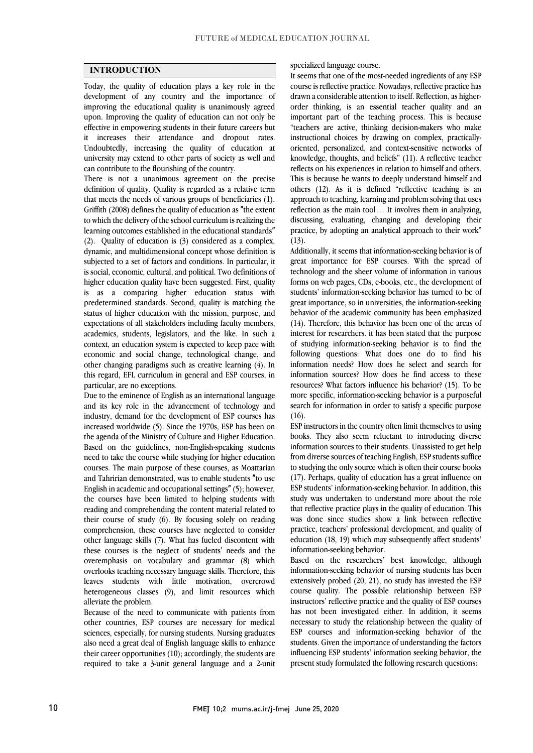## INTRODUCTION

Today, the quality of education plays a key role in the development of any country and the importance of improving the educational quality is unanimously agreed upon. Improving the quality of education can not only be effective in empowering students in their future careers but it increases their attendance and dropout rates. Undoubtedly, increasing the quality of education at university may extend to other parts of society as well and can contribute to the flourishing of the country.

There is not a unanimous agreement on the precise definition of quality. Quality is regarded as a relative term that meets the needs of various groups of beneficiaries (1). Griffith (2008) defines the quality of education as ″the extent to which the delivery of the school curriculum is realizing the learning outcomes established in the educational standards″ (2). Quality of education is (3) considered as a complex, dynamic, and multidimensional concept whose definition is subjected to a set of factors and conditions. In particular, it is social, economic, cultural, and political. Two definitions of higher education quality have been suggested. First, quality is as a comparing higher education status with predetermined standards. Second, quality is matching the status of higher education with the mission, purpose, and expectations of all stakeholders including faculty members, academics, students, legislators, and the like. In such a context, an education system is expected to keep pace with economic and social change, technological change, and other changing paradigms such as creative learning (4). In this regard, EFL curriculum in general and ESP courses, in particular, are no exceptions.

Due to the eminence of English as an international language and its key role in the advancement of technology and industry, demand for the development of ESP courses has increased worldwide (5). Since the 1970s, ESP has been on the agenda of the Ministry of Culture and Higher Education. Based on the guidelines, non-English-speaking students need to take the course while studying for higher education courses. The main purpose of these courses, as Moattarian and Tahririan demonstrated, was to enable students ″to use English in academic and occupational settings″ (5); however, the courses have been limited to helping students with reading and comprehending the content material related to their course of study (6). By focusing solely on reading comprehension, these courses have neglected to consider other language skills (7). What has fueled discontent with these courses is the neglect of students' needs and the overemphasis on vocabulary and grammar (8) which overlooks teaching necessary language skills. Therefore, this leaves students with little motivation, overcrowd heterogeneous classes (9), and limit resources which alleviate the problem.

Because of the need to communicate with patients from other countries, ESP courses are necessary for medical sciences, especially, for nursing students. Nursing graduates also need a great deal of English language skills to enhance their career opportunities (10); accordingly, the students are required to take a 3-unit general language and a 2-unit specialized language course.

It seems that one of the most-needed ingredients of any ESP course is reflective practice. Nowadays, reflective practice has drawn a considerable attention to itself. Reflection, as higher-order thinking, is an essential teacher quality and an important part of the teaching process. This is because "teachers are active, thinking decision-makers who make instructional choices by drawing on complex, practically-oriented, personalized, and context-sensitive networks of knowledge, thoughts, and beliefs" (11). A reflective teacher reflects on his experiences in relation to himself and others. This is because he wants to deeply understand himself and others (12). As it is defined "reflective teaching is an approach to teaching, learning and problem solving that uses reflection as the main tool… It involves them in analyzing, discussing, evaluating, changing and developing their practice, by adopting an analytical approach to their work" (13).

Additionally, it seems that information-seeking behavior is of great importance for ESP courses. With the spread of technology and the sheer volume of information in various forms on web pages, CDs, e-books, etc., the development of students' information-seeking behavior has turned to be of great importance, so in universities, the information-seeking behavior of the academic community has been emphasized (14). Therefore, this behavior has been one of the areas of interest for researchers. it has been stated that the purpose of studying information-seeking behavior is to find the following questions: What does one do to find his information needs? How does he select and search for information sources? How does he find access to these resources? What factors influence his behavior? (15). To be more specific, information-seeking behavior is a purposeful search for information in order to satisfy a specific purpose (16).

ESP instructors in the country often limit themselves to using books. They also seem reluctant to introducing diverse information sources to their students. Unassisted to get help from diverse sources of teaching English, ESP students suffice to studying the only source which is often their course books (17). Perhaps, quality of education has a great influence on ESP students' information-seeking behavior. In addition, this study was undertaken to understand more about the role that reflective practice plays in the quality of education. This was done since studies show a link between reflective practice, teachers' professional development, and quality of education (18, 19) which may subsequently affect students' information-seeking behavior.

Based on the researchers' best knowledge, although information-seeking behavior of nursing students has been extensively probed (20, 21), no study has invested the ESP course quality. The possible relationship between ESP instructors' reflective practice and the quality of ESP courses has not been investigated either. In addition, it seems necessary to study the relationship between the quality of ESP courses and information-seeking behavior of the students. Given the importance of understanding the factors influencing ESP students' information seeking behavior, the present study formulated the following research questions: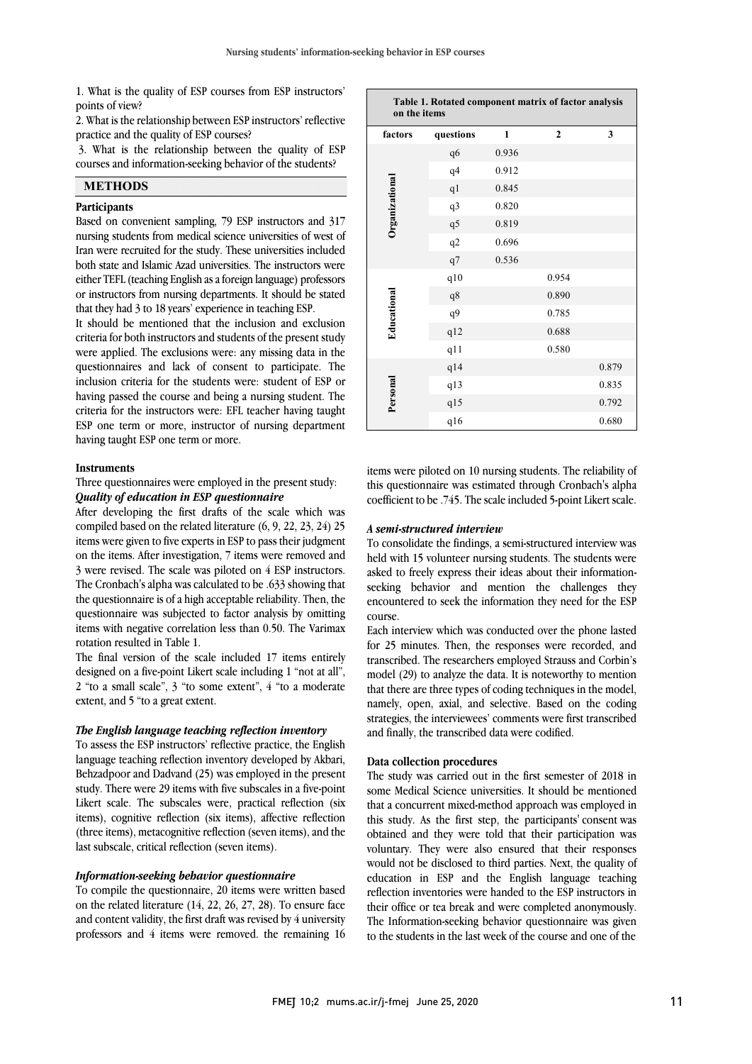1. What is the quality of ESP courses from ESP instructors' points of view?

2. What is the relationship between ESP instructors' reflective practice and the quality of ESP courses?

3. What is the relationship between the quality of ESP courses and information-seeking behavior of the students?

## METHODS

### Participants

Based on convenient sampling, 79 ESP instructors and 317 nursing students from medical science universities of west of Iran were recruited for the study. These universities included both state and Islamic Azad universities. The instructors were either TEFL (teaching English as a foreign language) professors or instructors from nursing departments. It should be stated that they had 3 to 18 years' experience in teaching ESP.

It should be mentioned that the inclusion and exclusion criteria for both instructors and students of the present study were applied. The exclusions were: any missing data in the questionnaires and lack of consent to participate. The inclusion criteria for the students were: student of ESP or having passed the course and being a nursing student. The criteria for the instructors were: EFL teacher having taught ESP one term or more, instructor of nursing department having taught ESP one term or more.

### Instruments

Three questionnaires were employed in the present study:

***Quality of education in ESP questionnaire***

After developing the first drafts of the scale which was compiled based on the related literature (6, 9, 22, 23, 24) 25 items were given to five experts in ESP to pass their judgment on the items. After investigation, 7 items were removed and 3 were revised. The scale was piloted on 4 ESP instructors. The Cronbach's alpha was calculated to be .633 showing that the questionnaire is of a high acceptable reliability. Then, the questionnaire was subjected to factor analysis by omitting items with negative correlation less than 0.50. The Varimax rotation resulted in Table 1.

**Table 1. Rotated component matrix of factor analysis on the items**

| factors | questions | 1 | 2 | 3 |
|---|---|---|---|---|
| Organizational | q6 | 0.936 | | |
| | q4 | 0.912 | | |
| | q1 | 0.845 | | |
| | q3 | 0.820 | | |
| | q5 | 0.819 | | |
| | q2 | 0.696 | | |
| | q7 | 0.536 | | |
| Educational | q10 | | 0.954 | |
| | q8 | | 0.890 | |
| | q9 | | 0.785 | |
| | q12 | | 0.688 | |
| | q11 | | 0.580 | |
| Personal | q14 | | | 0.879 |
| | q13 | | | 0.835 |
| | q15 | | | 0.792 |
| | q16 | | | 0.680 |

The final version of the scale included 17 items entirely designed on a five-point Likert scale including 1 "not at all", 2 "to a small scale", 3 "to some extent", 4 "to a moderate extent, and 5 "to a great extent.

***The English language teaching reflection inventory***

To assess the ESP instructors' reflective practice, the English language teaching reflection inventory developed by Akbari, Behzadpoor and Dadvand (25) was employed in the present study. There were 29 items with five subscales in a five-point Likert scale. The subscales were, practical reflection (six items), cognitive reflection (six items), affective reflection (three items), metacognitive reflection (seven items), and the last subscale, critical reflection (seven items).

***Information-seeking behavior questionnaire***

To compile the questionnaire, 20 items were written based on the related literature (14, 22, 26, 27, 28). To ensure face and content validity, the first draft was revised by 4 university professors and 4 items were removed. the remaining 16 items were piloted on 10 nursing students. The reliability of this questionnaire was estimated through Cronbach's alpha coefficient to be .745. The scale included 5-point Likert scale.

***A semi-structured interview***

To consolidate the findings, a semi-structured interview was held with 15 volunteer nursing students. The students were asked to freely express their ideas about their information-seeking behavior and mention the challenges they encountered to seek the information they need for the ESP course.

Each interview which was conducted over the phone lasted for 25 minutes. Then, the responses were recorded, and transcribed. The researchers employed Strauss and Corbin's model (29) to analyze the data. It is noteworthy to mention that there are three types of coding techniques in the model, namely, open, axial, and selective. Based on the coding strategies, the interviewees' comments were first transcribed and finally, the transcribed data were codified.

### Data collection procedures

The study was carried out in the first semester of 2018 in some Medical Science universities. It should be mentioned that a concurrent mixed-method approach was employed in this study. As the first step, the participants' consent was obtained and they were told that their participation was voluntary. They were also ensured that their responses would not be disclosed to third parties. Next, the quality of education in ESP and the English language teaching reflection inventories were handed to the ESP instructors in their office or tea break and were completed anonymously. The Information-seeking behavior questionnaire was given to the students in the last week of the course and one of the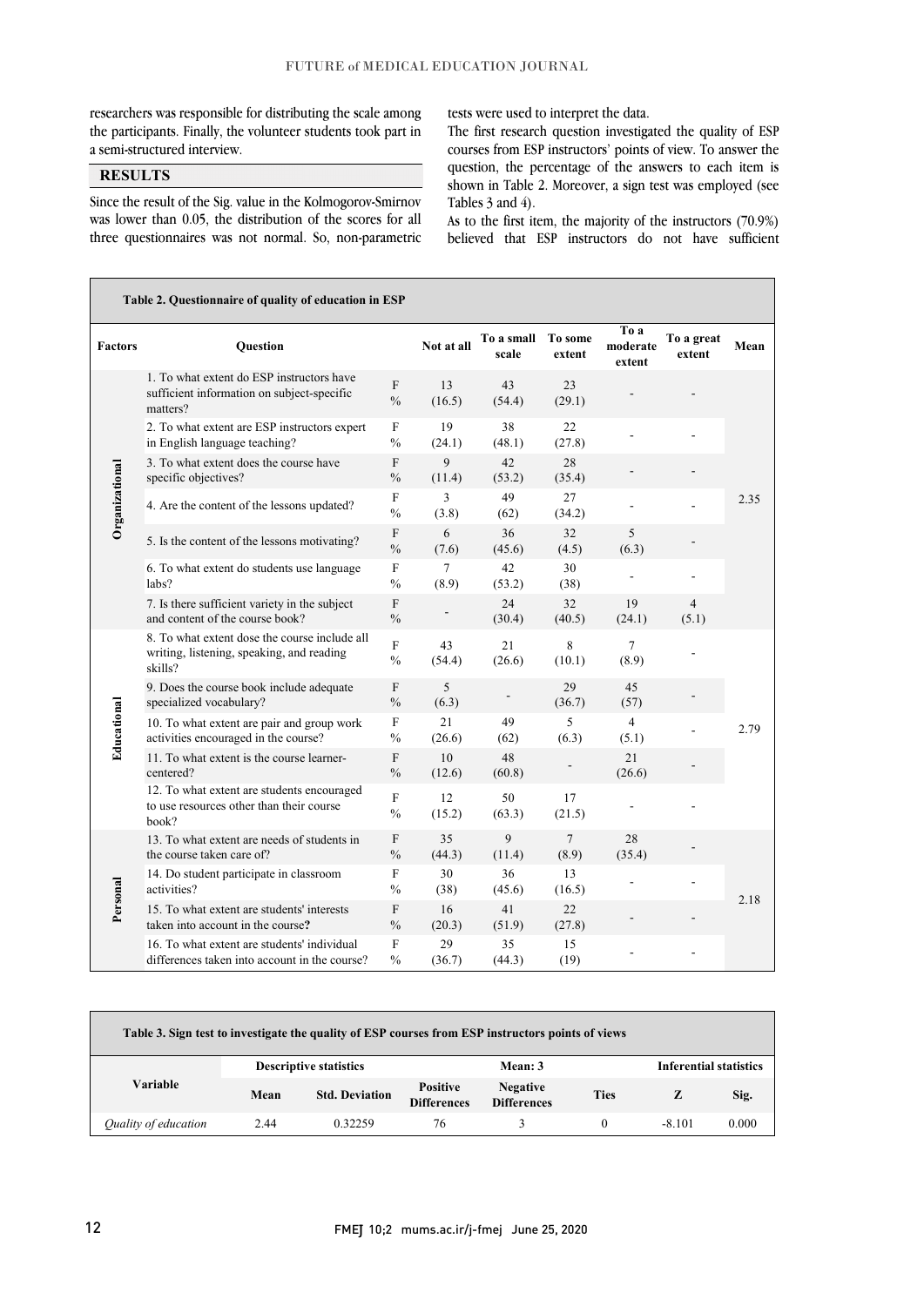researchers was responsible for distributing the scale among the participants. Finally, the volunteer students took part in a semi-structured interview.

## RESULTS

Since the result of the Sig. value in the Kolmogorov-Smirnov was lower than 0.05, the distribution of the scores for all three questionnaires was not normal. So, non-parametric tests were used to interpret the data.

The first research question investigated the quality of ESP courses from ESP instructors' points of view. To answer the question, the percentage of the answers to each item is shown in Table 2. Moreover, a sign test was employed (see Tables 3 and 4).

As to the first item, the majority of the instructors (70.9%) believed that ESP instructors do not have sufficient

**Table 2. Questionnaire of quality of education in ESP**

| Factors | Question | | Not at all | To a small scale | To some extent | To a moderate extent | To a great extent | Mean |
|---|---|---|---|---|---|---|---|---|
| Organizational | 1. To what extent do ESP instructors have sufficient information on subject-specific matters? | F<br>% | 13<br>(16.5) | 43<br>(54.4) | 23<br>(29.1) | - | - | 2.35 |
| | 2. To what extent are ESP instructors expert in English language teaching? | F<br>% | 19<br>(24.1) | 38<br>(48.1) | 22<br>(27.8) | - | - | |
| | 3. To what extent does the course have specific objectives? | F<br>% | 9<br>(11.4) | 42<br>(53.2) | 28<br>(35.4) | - | - | |
| | 4. Are the content of the lessons updated? | F<br>% | 3<br>(3.8) | 49<br>(62) | 27<br>(34.2) | - | - | |
| | 5. Is the content of the lessons motivating? | F<br>% | 6<br>(7.6) | 36<br>(45.6) | 32<br>(4.5) | 5<br>(6.3) | - | |
| | 6. To what extent do students use language labs? | F<br>% | 7<br>(8.9) | 42<br>(53.2) | 30<br>(38) | - | - | |
| | 7. Is there sufficient variety in the subject and content of the course book? | F<br>% | - | 24<br>(30.4) | 32<br>(40.5) | 19<br>(24.1) | 4<br>(5.1) | |
| Educational | 8. To what extent dose the course include all writing, listening, speaking, and reading skills? | F<br>% | 43<br>(54.4) | 21<br>(26.6) | 8<br>(10.1) | 7<br>(8.9) | - | 2.79 |
| | 9. Does the course book include adequate specialized vocabulary? | F<br>% | 5<br>(6.3) | - | 29<br>(36.7) | 45<br>(57) | - | |
| | 10. To what extent are pair and group work activities encouraged in the course? | F<br>% | 21<br>(26.6) | 49<br>(62) | 5<br>(6.3) | 4<br>(5.1) | - | |
| | 11. To what extent is the course learner-centered? | F<br>% | 10<br>(12.6) | 48<br>(60.8) | - | 21<br>(26.6) | - | |
| | 12. To what extent are students encouraged to use resources other than their course book? | F<br>% | 12<br>(15.2) | 50<br>(63.3) | 17<br>(21.5) | - | - | |
| Personal | 13. To what extent are needs of students in the course taken care of? | F<br>% | 35<br>(44.3) | 9<br>(11.4) | 7<br>(8.9) | 28<br>(35.4) | - | 2.18 |
| | 14. Do student participate in classroom activities? | F<br>% | 30<br>(38) | 36<br>(45.6) | 13<br>(16.5) | - | - | |
| | 15. To what extent are students' interests taken into account in the course**?** | F<br>% | 16<br>(20.3) | 41<br>(51.9) | 22<br>(27.8) | - | - | |
| | 16. To what extent are students' individual differences taken into account in the course? | F<br>% | 29<br>(36.7) | 35<br>(44.3) | 15<br>(19) | - | - | |

**Table 3. Sign test to investigate the quality of ESP courses from ESP instructors points of views**

| Variable | Descriptive statistics | | Mean: 3 | | | Inferential statistics | |
|---|---|---|---|---|---|---|---|
| | Mean | Std. Deviation | Positive Differences | Negative Differences | Ties | Z | Sig. |
| *Quality of education* | 2.44 | 0.32259 | 76 | 3 | 0 | -8.101 | 0.000 |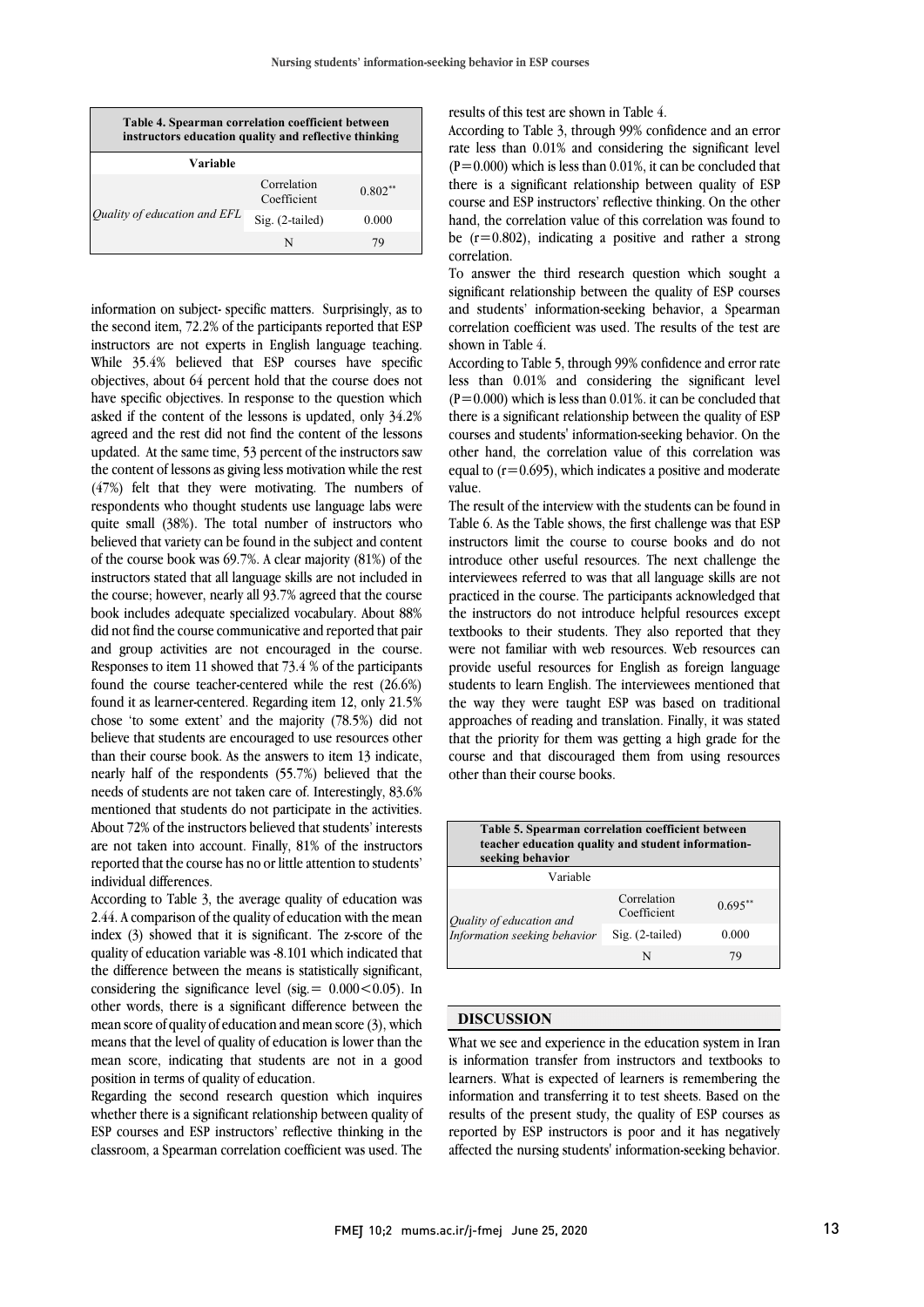**Table 4. Spearman correlation coefficient between instructors education quality and reflective thinking**

| Variable | | |
|---|---|---|
| *Quality of education and EFL* | Correlation Coefficient | 0.802** |
| | Sig. (2-tailed) | 0.000 |
| | N | 79 |

information on subject- specific matters. Surprisingly, as to the second item, 72.2% of the participants reported that ESP instructors are not experts in English language teaching. While 35.4% believed that ESP courses have specific objectives, about 64 percent hold that the course does not have specific objectives. In response to the question which asked if the content of the lessons is updated, only 34.2% agreed and the rest did not find the content of the lessons updated. At the same time, 53 percent of the instructors saw the content of lessons as giving less motivation while the rest (47%) felt that they were motivating. The numbers of respondents who thought students use language labs were quite small (38%). The total number of instructors who believed that variety can be found in the subject and content of the course book was 69.7%. A clear majority (81%) of the instructors stated that all language skills are not included in the course; however, nearly all 93.7% agreed that the course book includes adequate specialized vocabulary. About 88% did not find the course communicative and reported that pair and group activities are not encouraged in the course. Responses to item 11 showed that 73.4 % of the participants found the course teacher-centered while the rest (26.6%) found it as learner-centered. Regarding item 12, only 21.5% chose 'to some extent' and the majority (78.5%) did not believe that students are encouraged to use resources other than their course book. As the answers to item 13 indicate, nearly half of the respondents (55.7%) believed that the needs of students are not taken care of. Interestingly, 83.6% mentioned that students do not participate in the activities. About 72% of the instructors believed that students' interests are not taken into account. Finally, 81% of the instructors reported that the course has no or little attention to students' individual differences.

According to Table 3, the average quality of education was 2.44. A comparison of the quality of education with the mean index (3) showed that it is significant. The z-score of the quality of education variable was -8.101 which indicated that the difference between the means is statistically significant, considering the significance level (sig.= 0.000<0.05). In other words, there is a significant difference between the mean score of quality of education and mean score (3), which means that the level of quality of education is lower than the mean score, indicating that students are not in a good position in terms of quality of education.

Regarding the second research question which inquires whether there is a significant relationship between quality of ESP courses and ESP instructors' reflective thinking in the classroom, a Spearman correlation coefficient was used. The results of this test are shown in Table 4.

According to Table 3, through 99% confidence and an error rate less than 0.01% and considering the significant level (P=0.000) which is less than 0.01%, it can be concluded that there is a significant relationship between quality of ESP course and ESP instructors' reflective thinking. On the other hand, the correlation value of this correlation was found to be (r=0.802), indicating a positive and rather a strong correlation.

To answer the third research question which sought a significant relationship between the quality of ESP courses and students' information-seeking behavior, a Spearman correlation coefficient was used. The results of the test are shown in Table 4.

According to Table 5, through 99% confidence and error rate less than 0.01% and considering the significant level (P=0.000) which is less than 0.01%. it can be concluded that there is a significant relationship between the quality of ESP courses and students' information-seeking behavior. On the other hand, the correlation value of this correlation was equal to (r=0.695), which indicates a positive and moderate value.

The result of the interview with the students can be found in Table 6. As the Table shows, the first challenge was that ESP instructors limit the course to course books and do not introduce other useful resources. The next challenge the interviewees referred to was that all language skills are not practiced in the course. The participants acknowledged that the instructors do not introduce helpful resources except textbooks to their students. They also reported that they were not familiar with web resources. Web resources can provide useful resources for English as foreign language students to learn English. The interviewees mentioned that the way they were taught ESP was based on traditional approaches of reading and translation. Finally, it was stated that the priority for them was getting a high grade for the course and that discouraged them from using resources other than their course books.

**Table 5. Spearman correlation coefficient between teacher education quality and student information-seeking behavior**

| Variable | | |
|---|---|---|
| *Quality of education and Information seeking behavior* | Correlation Coefficient | 0.695** |
| | Sig. (2-tailed) | 0.000 |
| | N | 79 |

## DISCUSSION

What we see and experience in the education system in Iran is information transfer from instructors and textbooks to learners. What is expected of learners is remembering the information and transferring it to test sheets. Based on the results of the present study, the quality of ESP courses as reported by ESP instructors is poor and it has negatively affected the nursing students' information-seeking behavior.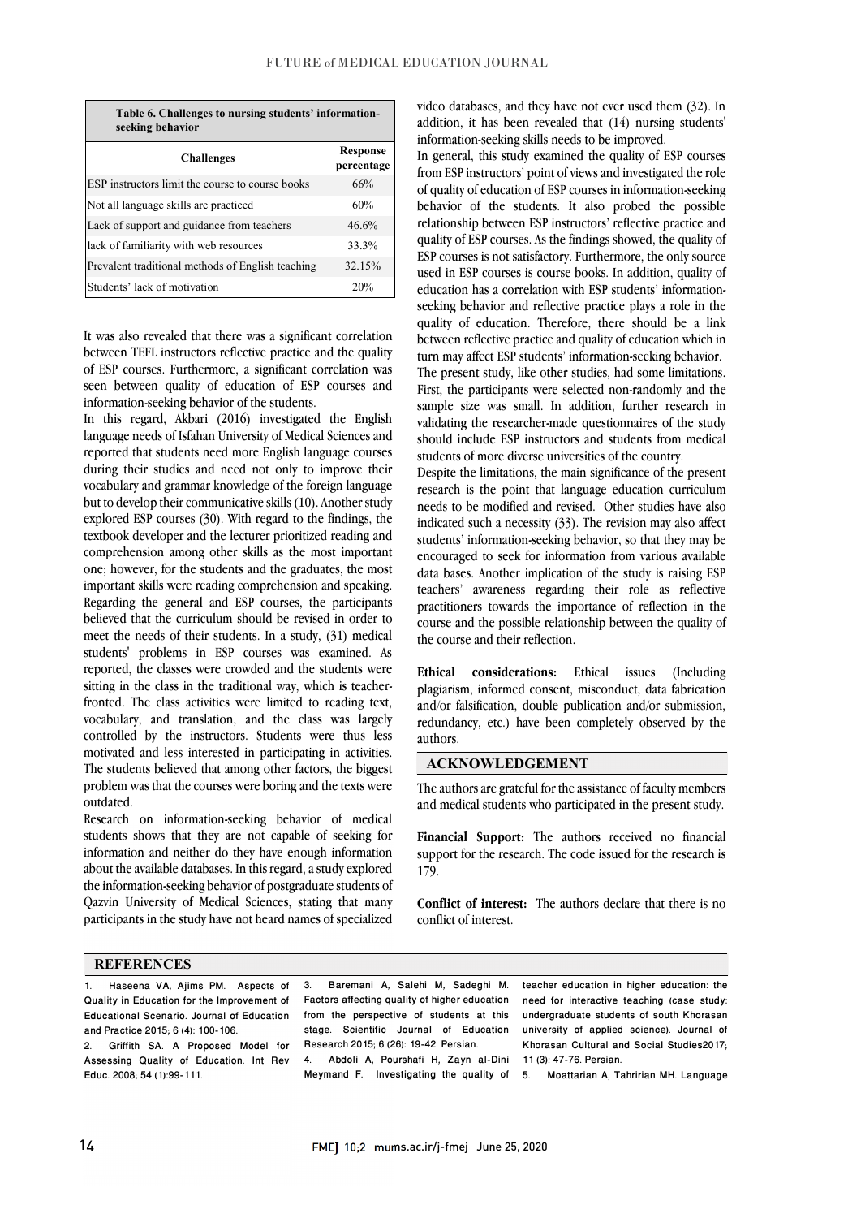**Table 6. Challenges to nursing students' information-seeking behavior**

| Challenges | Response percentage |
|---|---|
| ESP instructors limit the course to course books | 66% |
| Not all language skills are practiced | 60% |
| Lack of support and guidance from teachers | 46.6% |
| lack of familiarity with web resources | 33.3% |
| Prevalent traditional methods of English teaching | 32.15% |
| Students' lack of motivation | 20% |

It was also revealed that there was a significant correlation between TEFL instructors reflective practice and the quality of ESP courses. Furthermore, a significant correlation was seen between quality of education of ESP courses and information-seeking behavior of the students.

In this regard, Akbari (2016) investigated the English language needs of Isfahan University of Medical Sciences and reported that students need more English language courses during their studies and need not only to improve their vocabulary and grammar knowledge of the foreign language but to develop their communicative skills (10). Another study explored ESP courses (30). With regard to the findings, the textbook developer and the lecturer prioritized reading and comprehension among other skills as the most important one; however, for the students and the graduates, the most important skills were reading comprehension and speaking. Regarding the general and ESP courses, the participants believed that the curriculum should be revised in order to meet the needs of their students. In a study, (31) medical students' problems in ESP courses was examined. As reported, the classes were crowded and the students were sitting in the class in the traditional way, which is teacher-fronted. The class activities were limited to reading text, vocabulary, and translation, and the class was largely controlled by the instructors. Students were thus less motivated and less interested in participating in activities. The students believed that among other factors, the biggest problem was that the courses were boring and the texts were outdated.

Research on information-seeking behavior of medical students shows that they are not capable of seeking for information and neither do they have enough information about the available databases. In this regard, a study explored the information-seeking behavior of postgraduate students of Qazvin University of Medical Sciences, stating that many participants in the study have not heard names of specialized video databases, and they have not ever used them (32). In addition, it has been revealed that (14) nursing students' information-seeking skills needs to be improved.

In general, this study examined the quality of ESP courses from ESP instructors' point of views and investigated the role of quality of education of ESP courses in information-seeking behavior of the students. It also probed the possible relationship between ESP instructors' reflective practice and quality of ESP courses. As the findings showed, the quality of ESP courses is not satisfactory. Furthermore, the only source used in ESP courses is course books. In addition, quality of education has a correlation with ESP students' information-seeking behavior and reflective practice plays a role in the quality of education. Therefore, there should be a link between reflective practice and quality of education which in turn may affect ESP students' information-seeking behavior.

The present study, like other studies, had some limitations. First, the participants were selected non-randomly and the sample size was small. In addition, further research in validating the researcher-made questionnaires of the study should include ESP instructors and students from medical students of more diverse universities of the country.

Despite the limitations, the main significance of the present research is the point that language education curriculum needs to be modified and revised. Other studies have also indicated such a necessity (33). The revision may also affect students' information-seeking behavior, so that they may be encouraged to seek for information from various available data bases. Another implication of the study is raising ESP teachers' awareness regarding their role as reflective practitioners towards the importance of reflection in the course and the possible relationship between the quality of the course and their reflection.

**Ethical considerations:** Ethical issues (Including plagiarism, informed consent, misconduct, data fabrication and/or falsification, double publication and/or submission, redundancy, etc.) have been completely observed by the authors.

## ACKNOWLEDGEMENT

The authors are grateful for the assistance of faculty members and medical students who participated in the present study.

**Financial Support:** The authors received no financial support for the research. The code issued for the research is 179.

**Conflict of interest:** The authors declare that there is no conflict of interest.

## REFERENCES

1. Haseena VA, Ajims PM. Aspects of Quality in Education for the Improvement of Educational Scenario. Journal of Education and Practice 2015; 6 (4): 100-106.
2. Griffith SA. A Proposed Model for Assessing Quality of Education. Int Rev Educ. 2008; 54 (1):99-111.
3. Baremani A, Salehi M, Sadeghi M. Factors affecting quality of higher education from the perspective of students at this stage. Scientific Journal of Education Research 2015; 6 (26): 19-42. Persian.
4. Abdoli A, Pourshafi H, Zayn al-Dini Meymand F. Investigating the quality of teacher education in higher education: the need for interactive teaching (case study: undergraduate students of south Khorasan university of applied science). Journal of Khorasan Cultural and Social Studies2017; 11 (3): 47-76. Persian.
5. Moattarian A, Tahririan MH. Language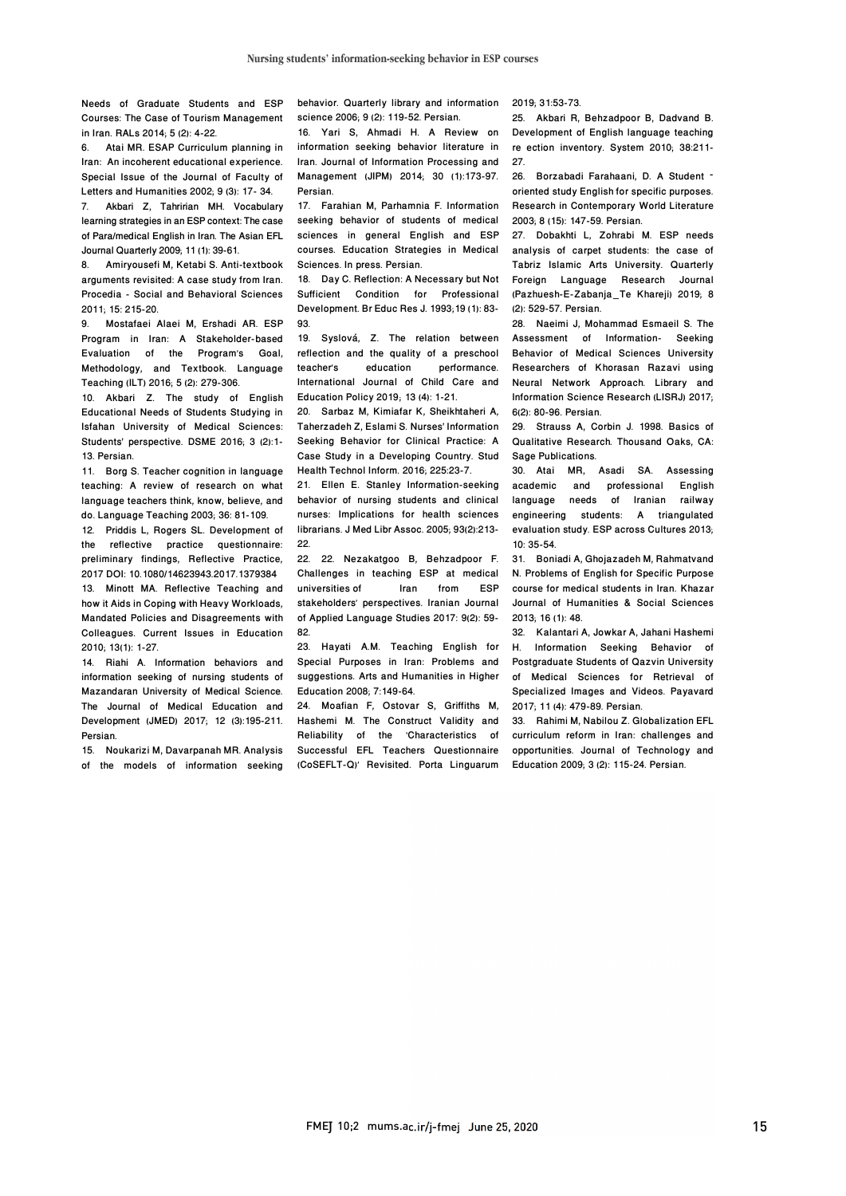Needs of Graduate Students and ESP Courses: The Case of Tourism Management in Iran. RALs 2014; 5 (2): 4-22.

6. Atai MR. ESAP Curriculum planning in Iran: An incoherent educational experience. Special Issue of the Journal of Faculty of Letters and Humanities 2002; 9 (3): 17- 34.

7. Akbari Z, Tahririan MH. Vocabulary learning strategies in an ESP context: The case of Para/medical English in Iran. The Asian EFL Journal Quarterly 2009; 11 (1): 39-61.

8. Amiryousefi M, Ketabi S. Anti-textbook arguments revisited: A case study from Iran. Procedia - Social and Behavioral Sciences 2011; 15: 215-20.

9. Mostafaei Alaei M, Ershadi AR. ESP Program in Iran: A Stakeholder-based Evaluation of the Program's Goal, Methodology, and Textbook. Language Teaching (ILT) 2016; 5 (2): 279-306.

10. Akbari Z. The study of English Educational Needs of Students Studying in Isfahan University of Medical Sciences: Students' perspective. DSME 2016; 3 (2):1-13. Persian.

11. Borg S. Teacher cognition in language teaching: A review of research on what language teachers think, know, believe, and do. Language Teaching 2003; 36: 81-109.

12. Priddis L, Rogers SL. Development of the reflective practice questionnaire: preliminary findings, Reflective Practice, 2017 DOI: 10.1080/14623943.2017.1379384

13. Minott MA. Reflective Teaching and how it Aids in Coping with Heavy Workloads, Mandated Policies and Disagreements with Colleagues. Current Issues in Education 2010; 13(1): 1-27.

14. Riahi A. Information behaviors and information seeking of nursing students of Mazandaran University of Medical Science. The Journal of Medical Education and Development (JMED) 2017; 12 (3):195-211. Persian.

15. Noukarizi M, Davarpanah MR. Analysis of the models of information seeking behavior. Quarterly library and information science 2006; 9 (2): 119-52. Persian.

16. Yari S, Ahmadi H. A Review on information seeking behavior literature in Iran. Journal of Information Processing and Management (JIPM) 2014; 30 (1):173-97. Persian.

17. Farahian M, Parhamnia F. Information seeking behavior of students of medical sciences in general English and ESP courses. Education Strategies in Medical Sciences. In press. Persian.

18. Day C. Reflection: A Necessary but Not Sufficient Condition for Professional Development. Br Educ Res J. 1993;19 (1): 83-93.

19. Syslová, Z. The relation between reflection and the quality of a preschool teacher's education performance. International Journal of Child Care and Education Policy 2019; 13 (4): 1-21.

20. Sarbaz M, Kimiafar K, Sheikhtaheri A, Taherzadeh Z, Eslami S. Nurses' Information Seeking Behavior for Clinical Practice: A Case Study in a Developing Country. Stud Health Technol Inform. 2016; 225:23-7.

21. Ellen E. Stanley Information-seeking behavior of nursing students and clinical nurses: Implications for health sciences librarians. J Med Libr Assoc. 2005; 93(2):213-22.

22. 22. Nezakatgoo B, Behzadpoor F. Challenges in teaching ESP at medical universities of Iran from ESP stakeholders' perspectives. Iranian Journal of Applied Language Studies 2017: 9(2): 59-82.

23. Hayati A.M. Teaching English for Special Purposes in Iran: Problems and suggestions. Arts and Humanities in Higher Education 2008; 7:149-64.

24. Moafian F, Ostovar S, Griffiths M, Hashemi M. The Construct Validity and Reliability of the 'Characteristics of Successful EFL Teachers Questionnaire (CoSEFLT-Q)' Revisited. Porta Linguarum 2019; 31:53-73.

25. Akbari R, Behzadpoor B, Dadvand B. Development of English language teaching re ection inventory. System 2010; 38:211-27.

26. Borzabadi Farahaani, D. A Student - oriented study English for specific purposes. Research in Contemporary World Literature 2003; 8 (15): 147-59. Persian.

27. Dobakhti L, Zohrabi M. ESP needs analysis of carpet students: the case of Tabriz Islamic Arts University. Quarterly Foreign Language Research Journal (Pazhuesh-E-Zabanja_Te Khareji) 2019; 8 (2): 529-57. Persian.

28. Naeimi J, Mohammad Esmaeil S. The Assessment of Information- Seeking Behavior of Medical Sciences University Researchers of Khorasan Razavi using Neural Network Approach. Library and Information Science Research (LISRJ) 2017; 6(2): 80-96. Persian.

29. Strauss A, Corbin J. 1998. Basics of Qualitative Research. Thousand Oaks, CA: Sage Publications.

30. Atai MR, Asadi SA. Assessing academic and professional English language needs of Iranian railway engineering students: A triangulated evaluation study. ESP across Cultures 2013; 10: 35-54.

31. Boniadi A, Ghojazadeh M, Rahmatvand N. Problems of English for Specific Purpose course for medical students in Iran. Khazar Journal of Humanities & Social Sciences 2013; 16 (1): 48.

32. Kalantari A, Jowkar A, Jahani Hashemi H. Information Seeking Behavior of Postgraduate Students of Qazvin University of Medical Sciences for Retrieval of Specialized Images and Videos. Payavard 2017; 11 (4): 479-89. Persian.

33. Rahimi M, Nabilou Z. Globalization EFL curriculum reform in Iran: challenges and opportunities. Journal of Technology and Education 2009; 3 (2): 115-24. Persian.